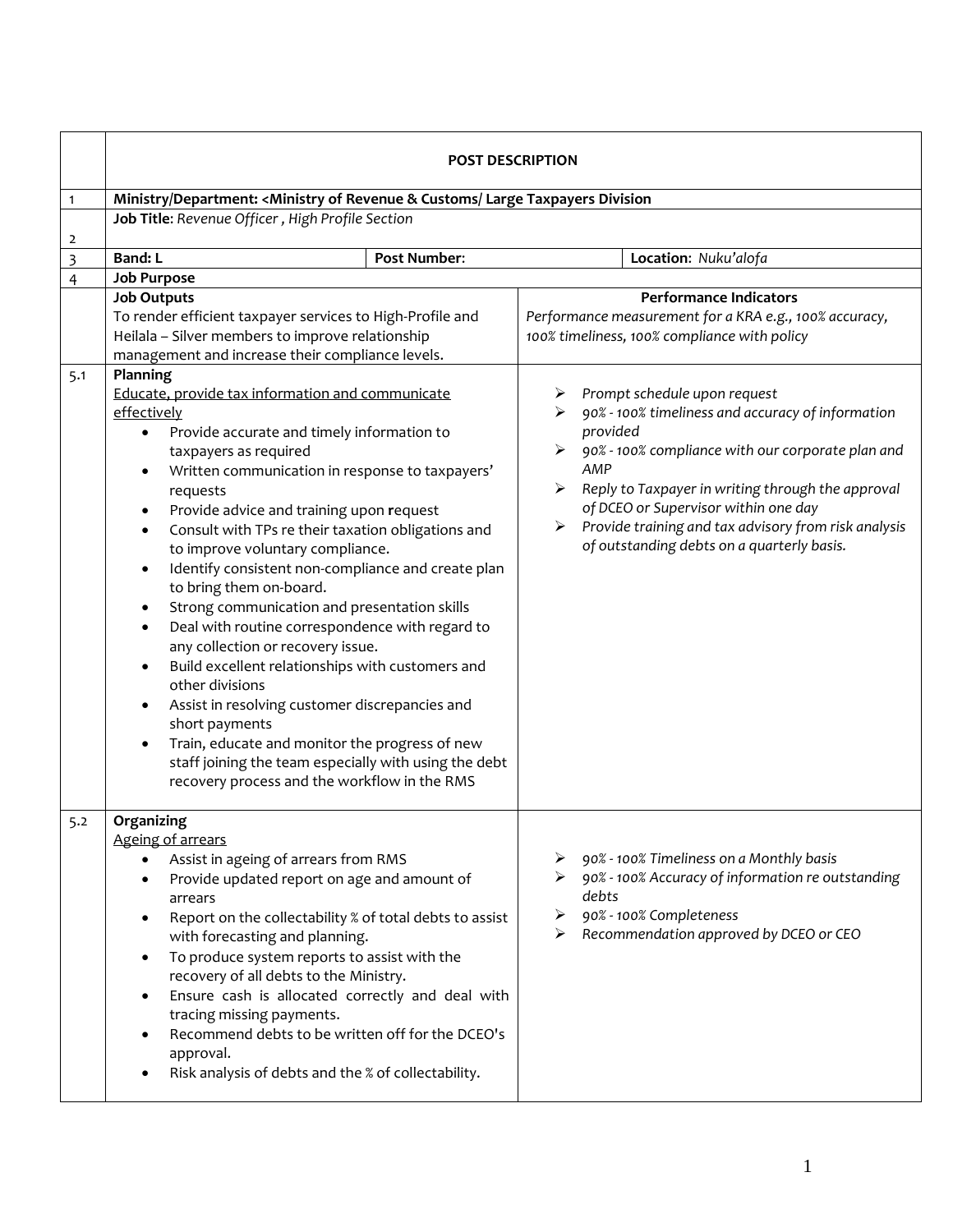| | **POST DESCRIPTION** | | | |
|---|---|---|---|---|
| 1 | **Ministry/Department: <Ministry of Revenue & Customs/ Large Taxpayers Division** | | | |
| 2 | **Job Title**: *Revenue Officer , High Profile Section* | | | |
| 3 | **Band: L** | **Post Number:** | | **Location:** *Nuku'alofa* |
| 4 | **Job Purpose** | | | |
| | **Job Outputs**<br>To render efficient taxpayer services to High-Profile and Heilala – Silver members to improve relationship management and increase their compliance levels. | | **Performance Indicators**<br>*Performance measurement for a KRA e.g., 100% accuracy, 100% timeliness, 100% compliance with policy* | |
| 5.1 | **Planning**<br>Educate, provide tax information and communicate effectively<br>• Provide accurate and timely information to taxpayers as required<br>• Written communication in response to taxpayers' requests<br>• Provide advice and training upon **r**equest<br>• Consult with TPs re their taxation obligations and to improve voluntary compliance.<br>• Identify consistent non-compliance and create plan to bring them on-board.<br>• Strong communication and presentation skills<br>• Deal with routine correspondence with regard to any collection or recovery issue.<br>• Build excellent relationships with customers and other divisions<br>• Assist in resolving customer discrepancies and short payments<br>• Train, educate and monitor the progress of new staff joining the team especially with using the debt recovery process and the workflow in the RMS | | ➢ *Prompt schedule upon request*<br>➢ *90% - 100% timeliness and accuracy of information provided*<br>➢ *90% - 100% compliance with our corporate plan and AMP*<br>➢ *Reply to Taxpayer in writing through the approval of DCEO or Supervisor within one day*<br>➢ *Provide training and tax advisory from risk analysis of outstanding debts on a quarterly basis.* | |
| 5.2 | **Organizing**<br>Ageing of arrears<br>• Assist in ageing of arrears from RMS<br>• Provide updated report on age and amount of arrears<br>• Report on the collectability % of total debts to assist with forecasting and planning.<br>• To produce system reports to assist with the recovery of all debts to the Ministry.<br>• Ensure cash is allocated correctly and deal with tracing missing payments.<br>• Recommend debts to be written off for the DCEO's approval.<br>• Risk analysis of debts and the % of collectability. | | ➢ *90% - 100% Timeliness on a Monthly basis*<br>➢ *90% - 100% Accuracy of information re outstanding debts*<br>➢ *90% - 100% Completeness*<br>➢ *Recommendation approved by DCEO or CEO* | |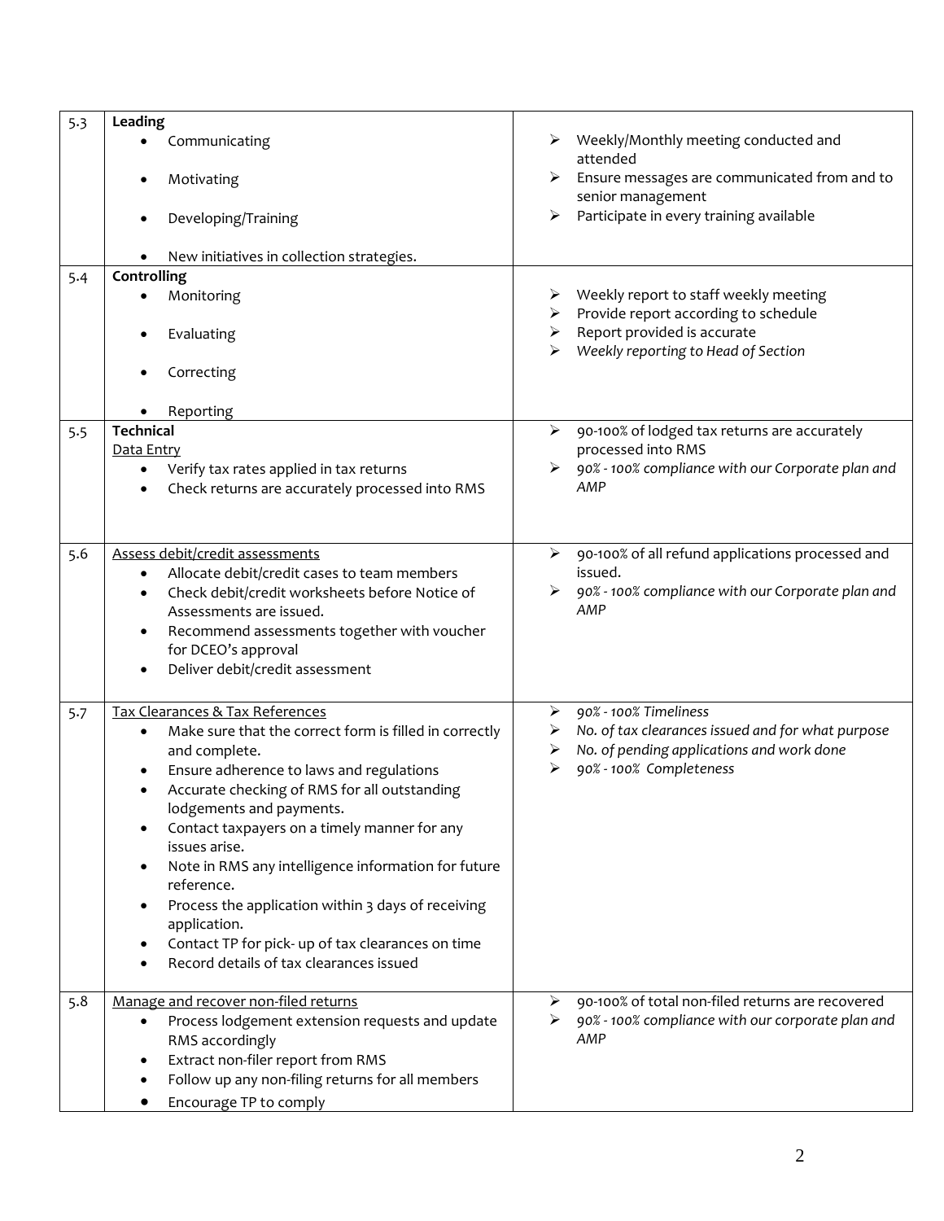| | | |
|---|---|---|
| 5.3 | **Leading**<br>• Communicating<br>• Motivating<br>• Developing/Training<br>• New initiatives in collection strategies. | ➢ Weekly/Monthly meeting conducted and attended<br>➢ Ensure messages are communicated from and to senior management<br>➢ Participate in every training available |
| 5.4 | **Controlling**<br>• Monitoring<br>• Evaluating<br>• Correcting<br>• Reporting | ➢ Weekly report to staff weekly meeting<br>➢ Provide report according to schedule<br>➢ Report provided is accurate<br>➢ *Weekly reporting to Head of Section* |
| 5.5 | **Technical**<br><u>Data Entry</u><br>• Verify tax rates applied in tax returns<br>• Check returns are accurately processed into RMS | ➢ 90-100% of lodged tax returns are accurately processed into RMS<br>➢ *90% - 100% compliance with our Corporate plan and AMP* |
| 5.6 | <u>Assess debit/credit assessments</u><br>• Allocate debit/credit cases to team members<br>• Check debit/credit worksheets before Notice of Assessments are issued.<br>• Recommend assessments together with voucher for DCEO's approval<br>• Deliver debit/credit assessment | ➢ 90-100% of all refund applications processed and issued.<br>➢ *90% - 100% compliance with our Corporate plan and AMP* |
| 5.7 | <u>Tax Clearances & Tax References</u><br>• Make sure that the correct form is filled in correctly and complete.<br>• Ensure adherence to laws and regulations<br>• Accurate checking of RMS for all outstanding lodgements and payments.<br>• Contact taxpayers on a timely manner for any issues arise.<br>• Note in RMS any intelligence information for future reference.<br>• Process the application within 3 days of receiving application.<br>• Contact TP for pick- up of tax clearances on time<br>• Record details of tax clearances issued | ➢ *90% - 100% Timeliness*<br>➢ *No. of tax clearances issued and for what purpose*<br>➢ *No. of pending applications and work done*<br>➢ *90% - 100% Completeness* |
| 5.8 | <u>Manage and recover non-filed returns</u><br>• Process lodgement extension requests and update RMS accordingly<br>• Extract non-filer report from RMS<br>• Follow up any non-filing returns for all members<br>• Encourage TP to comply | ➢ 90-100% of total non-filed returns are recovered<br>➢ *90% - 100% compliance with our corporate plan and AMP* |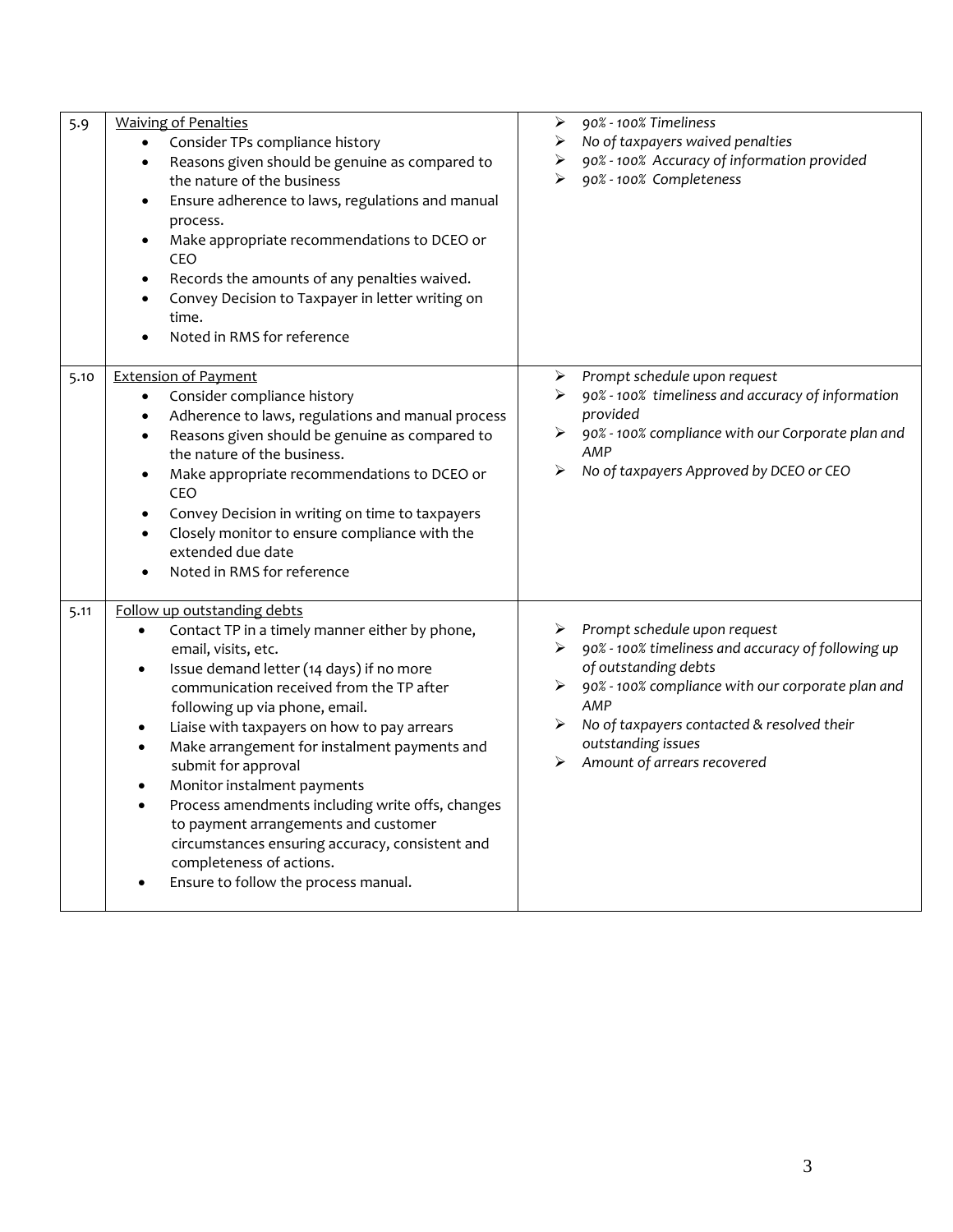| | | |
|---|---|---|
| 5.9 | <u>Waiving of Penalties</u><br>• Consider TPs compliance history<br>• Reasons given should be genuine as compared to the nature of the business<br>• Ensure adherence to laws, regulations and manual process.<br>• Make appropriate recommendations to DCEO or CEO<br>• Records the amounts of any penalties waived.<br>• Convey Decision to Taxpayer in letter writing on time.<br>• Noted in RMS for reference | ➢ *90% - 100% Timeliness*<br>➢ *No of taxpayers waived penalties*<br>➢ *90% - 100% Accuracy of information provided*<br>➢ *90% - 100% Completeness* |
| 5.10 | <u>Extension of Payment</u><br>• Consider compliance history<br>• Adherence to laws, regulations and manual process<br>• Reasons given should be genuine as compared to the nature of the business.<br>• Make appropriate recommendations to DCEO or CEO<br>• Convey Decision in writing on time to taxpayers<br>• Closely monitor to ensure compliance with the extended due date<br>• Noted in RMS for reference | ➢ *Prompt schedule upon request*<br>➢ *90% - 100% timeliness and accuracy of information provided*<br>➢ *90% - 100% compliance with our Corporate plan and AMP*<br>➢ *No of taxpayers Approved by DCEO or CEO* |
| 5.11 | <u>Follow up outstanding debts</u><br>• Contact TP in a timely manner either by phone, email, visits, etc.<br>• Issue demand letter (14 days) if no more communication received from the TP after following up via phone, email.<br>• Liaise with taxpayers on how to pay arrears<br>• Make arrangement for instalment payments and submit for approval<br>• Monitor instalment payments<br>• Process amendments including write offs, changes to payment arrangements and customer circumstances ensuring accuracy, consistent and completeness of actions.<br>• Ensure to follow the process manual. | ➢ *Prompt schedule upon request*<br>➢ *90% - 100% timeliness and accuracy of following up of outstanding debts*<br>➢ *90% - 100% compliance with our corporate plan and AMP*<br>➢ *No of taxpayers contacted & resolved their outstanding issues*<br>➢ *Amount of arrears recovered* |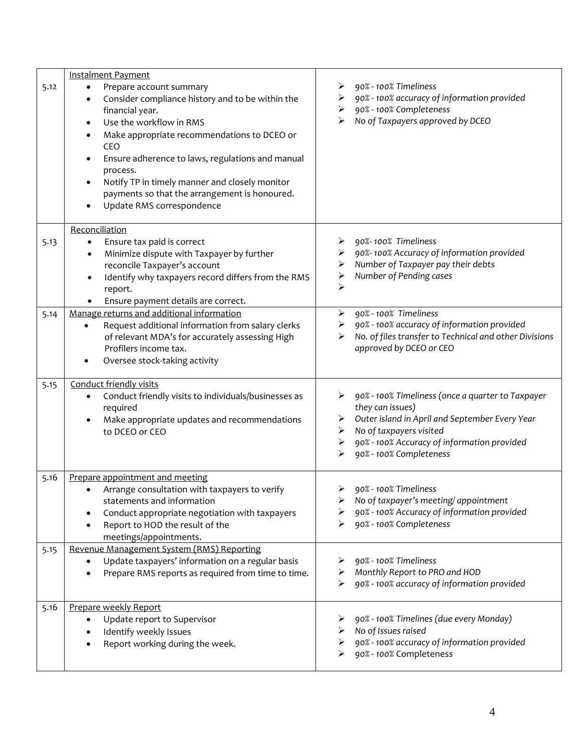| | | |
|---|---|---|
| 5.12 | <u>Instalment Payment</u><br>• Prepare account summary<br>• Consider compliance history and to be within the financial year.<br>• Use the workflow in RMS<br>• Make appropriate recommendations to DCEO or CEO<br>• Ensure adherence to laws, regulations and manual process.<br>• Notify TP in timely manner and closely monitor payments so that the arrangement is honoured.<br>• Update RMS correspondence | ➢ *90% - 100% Timeliness*<br>➢ *90% - 100% accuracy of information provided*<br>➢ *90% - 100% Completeness*<br>➢ *No of Taxpayers approved by DCEO* |
| 5.13 | <u>Reconciliation</u><br>• Ensure tax paid is correct<br>• Minimize dispute with Taxpayer by further reconcile Taxpayer's account<br>• Identify why taxpayers record differs from the RMS report.<br>• Ensure payment details are correct. | ➢ *90%- 100% Timeliness*<br>➢ *90%- 100% Accuracy of information provided*<br>➢ *Number of Taxpayer pay their debts*<br>➢ *Number of Pending cases*<br>➢ |
| 5.14 | <u>Manage returns and additional information</u><br>• Request additional information from salary clerks of relevant MDA's for accurately assessing High Profilers income tax.<br>• Oversee stock-taking activity | ➢ *90% - 100% Timeliness*<br>➢ *90% - 100% accuracy of information provided*<br>➢ *No. of files transfer to Technical and other Divisions approved by DCEO or CEO* |
| 5.15 | <u>Conduct friendly visits</u><br>• Conduct friendly visits to individuals/businesses as required<br>• Make appropriate updates and recommendations to DCEO or CEO | ➢ *90% - 100% Timeliness (once a quarter to Taxpayer they can issues)*<br>➢ *Outer island in April and September Every Year*<br>➢ *No of taxpayers visited*<br>➢ *90% - 100% Accuracy of information provided*<br>➢ *90% - 100% Completeness* |
| 5.16 | <u>Prepare appointment and meeting</u><br>• Arrange consultation with taxpayers to verify statements and information<br>• Conduct appropriate negotiation with taxpayers<br>• Report to HOD the result of the meetings/appointments. | ➢ *90% - 100% Timeliness*<br>➢ *No of taxpayer's meeting/ appointment*<br>➢ *90% - 100% Accuracy of information provided*<br>➢ *90% - 100% Completeness* |
| 5.15 | <u>Revenue Management System (RMS) Reporting</u><br>• Update taxpayers' information on a regular basis<br>• Prepare RMS reports as required from time to time. | ➢ *90% - 100% Timeliness*<br>➢ *Monthly Report to PRO and HOD*<br>➢ *90% - 100% accuracy of information provided* |
| 5.16 | <u>Prepare weekly Report</u><br>• Update report to Supervisor<br>• Identify weekly Issues<br>• Report working during the week. | ➢ *90% - 100% Timelines (due every Monday)*<br>➢ *No of Issues raised*<br>➢ *90% - 100% accuracy of information provided*<br>➢ *90% - 100%* Completeness |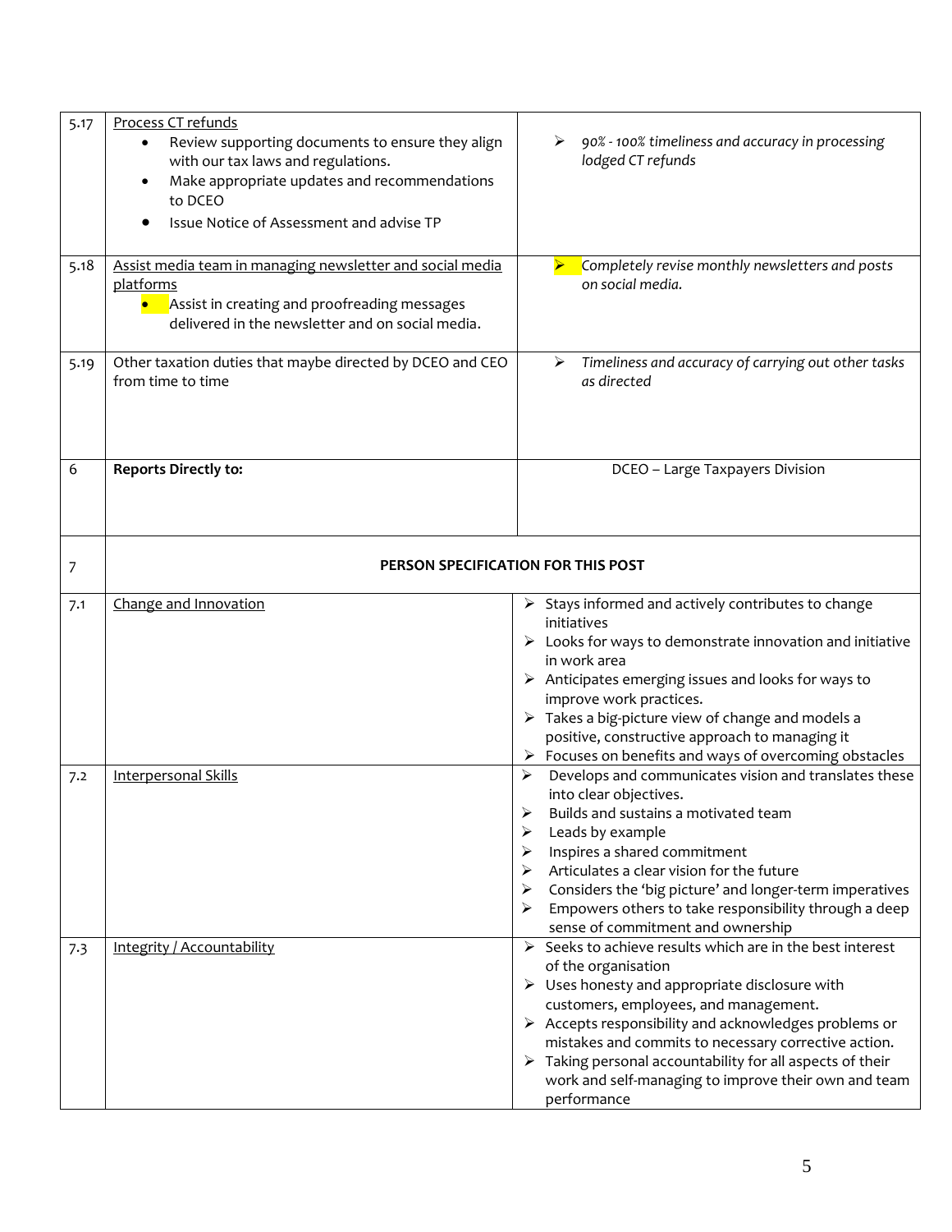| | | |
|---|---|---|
| 5.17 | <u>Process CT refunds</u><br>• Review supporting documents to ensure they align with our tax laws and regulations.<br>• Make appropriate updates and recommendations to DCEO<br>• Issue Notice of Assessment and advise TP | ➢ *90% - 100% timeliness and accuracy in processing lodged CT refunds* |
| 5.18 | <u>Assist media team in managing newsletter and social media platforms</u><br>• Assist in creating and proofreading messages delivered in the newsletter and on social media. | ➢ *Completely revise monthly newsletters and posts on social media.* |
| 5.19 | Other taxation duties that maybe directed by DCEO and CEO from time to time | ➢ *Timeliness and accuracy of carrying out other tasks as directed* |
| 6 | **Reports Directly to:** | DCEO – Large Taxpayers Division |
| 7 | **PERSON SPECIFICATION FOR THIS POST** | |
| 7.1 | <u>Change and Innovation</u> | ➢ Stays informed and actively contributes to change initiatives<br>➢ Looks for ways to demonstrate innovation and initiative in work area<br>➢ Anticipates emerging issues and looks for ways to improve work practices.<br>➢ Takes a big-picture view of change and models a positive, constructive approach to managing it<br>➢ Focuses on benefits and ways of overcoming obstacles |
| 7.2 | <u>Interpersonal Skills</u> | ➢ Develops and communicates vision and translates these into clear objectives.<br>➢ Builds and sustains a motivated team<br>➢ Leads by example<br>➢ Inspires a shared commitment<br>➢ Articulates a clear vision for the future<br>➢ Considers the 'big picture' and longer-term imperatives<br>➢ Empowers others to take responsibility through a deep sense of commitment and ownership |
| 7.3 | <u>Integrity / Accountability</u> | ➢ Seeks to achieve results which are in the best interest of the organisation<br>➢ Uses honesty and appropriate disclosure with customers, employees, and management.<br>➢ Accepts responsibility and acknowledges problems or mistakes and commits to necessary corrective action.<br>➢ Taking personal accountability for all aspects of their work and self-managing to their own and team performance |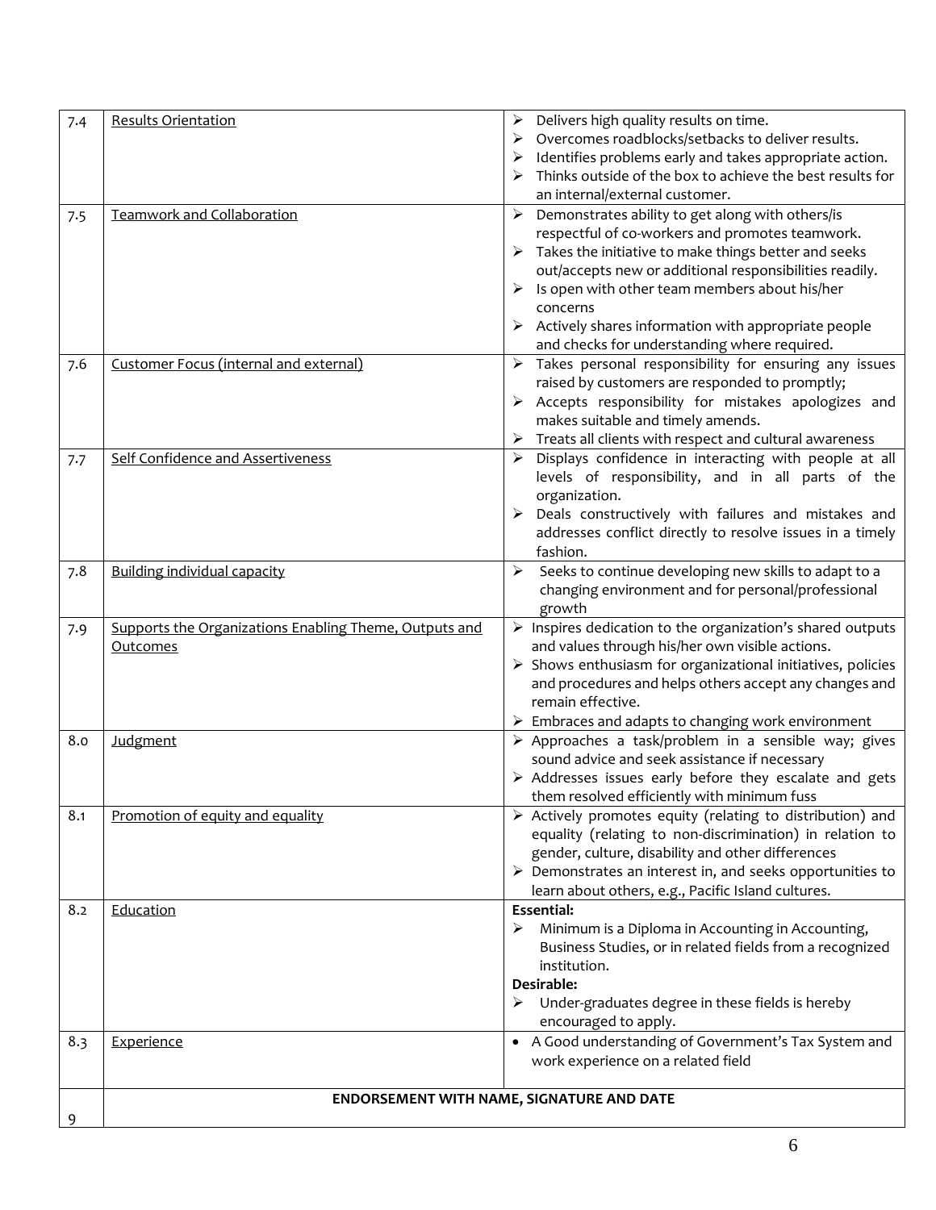| | | |
|---|---|---|
| 7.4 | Results Orientation | ➢ Delivers high quality results on time.<br>➢ Overcomes roadblocks/setbacks to deliver results.<br>➢ Identifies problems early and takes appropriate action.<br>➢ Thinks outside of the box to achieve the best results for an internal/external customer. |
| 7.5 | Teamwork and Collaboration | ➢ Demonstrates ability to get along with others/is respectful of co-workers and promotes teamwork.<br>➢ Takes the initiative to make things better and seeks out/accepts new or additional responsibilities readily.<br>➢ Is open with other team members about his/her concerns<br>➢ Actively shares information with appropriate people and checks for understanding where required. |
| 7.6 | Customer Focus (internal and external) | ➢ Takes personal responsibility for ensuring any issues raised by customers are responded to promptly;<br>➢ Accepts responsibility for mistakes apologizes and makes suitable and timely amends.<br>➢ Treats all clients with respect and cultural awareness |
| 7.7 | Self Confidence and Assertiveness | ➢ Displays confidence in interacting with people at all levels of responsibility, and in all parts of the organization.<br>➢ Deals constructively with failures and mistakes and addresses conflict directly to resolve issues in a timely fashion. |
| 7.8 | Building individual capacity | ➢ Seeks to continue developing new skills to adapt to a changing environment and for personal/professional growth |
| 7.9 | Supports the Organizations Enabling Theme, Outputs and Outcomes | ➢ Inspires dedication to the organization's shared outputs and values through his/her own visible actions.<br>➢ Shows enthusiasm for organizational initiatives, policies and procedures and helps others accept any changes and remain effective.<br>➢ Embraces and adapts to changing work environment |
| 8.0 | Judgment | ➢ Approaches a task/problem in a sensible way; gives sound advice and seek assistance if necessary<br>➢ Addresses issues early before they escalate and gets them resolved efficiently with minimum fuss |
| 8.1 | Promotion of equity and equality | ➢ Actively promotes equity (relating to distribution) and equality (relating to non-discrimination) in relation to gender, culture, disability and other differences<br>➢ Demonstrates an interest in, and seeks opportunities to learn about others, e.g., Pacific Island cultures. |
| 8.2 | Education | **Essential:**<br>➢ Minimum is a Diploma in Accounting in Accounting, Business Studies, or in related fields from a recognized institution.<br>**Desirable:**<br>➢ Under-graduates degree in these fields is hereby encouraged to apply. |
| 8.3 | Experience | • A Good understanding of Government's Tax System and work experience on a related field |
| 9 | **ENDORSEMENT WITH NAME, SIGNATURE AND DATE** | |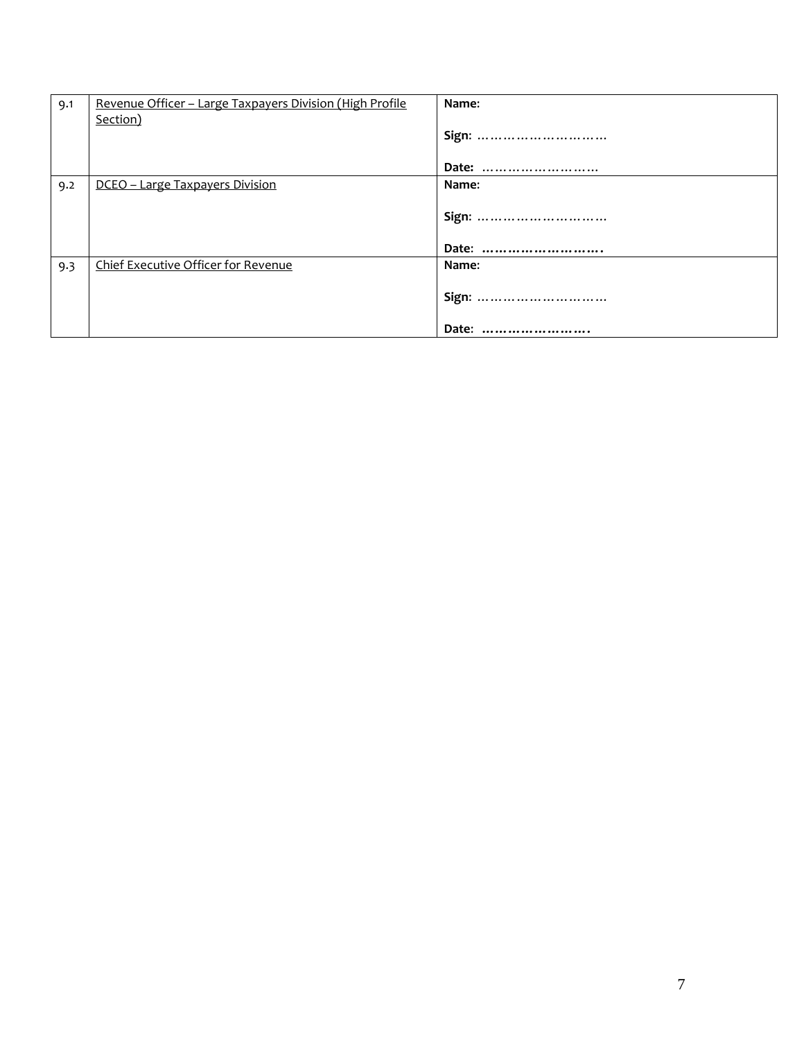| | | |
|---|---|---|
| 9.1 | Revenue Officer – Large Taxpayers Division (High Profile Section) | **Name:**<br><br>**Sign:** ………………………<br><br>**Date:** …………………… |
| 9.2 | DCEO – Large Taxpayers Division | **Name:**<br><br>**Sign:** ………………………<br><br>**Date:** **……………………….** |
| 9.3 | Chief Executive Officer for Revenue | **Name:**<br><br>**Sign:** ………………………<br><br>**Date:** **…………………….** |